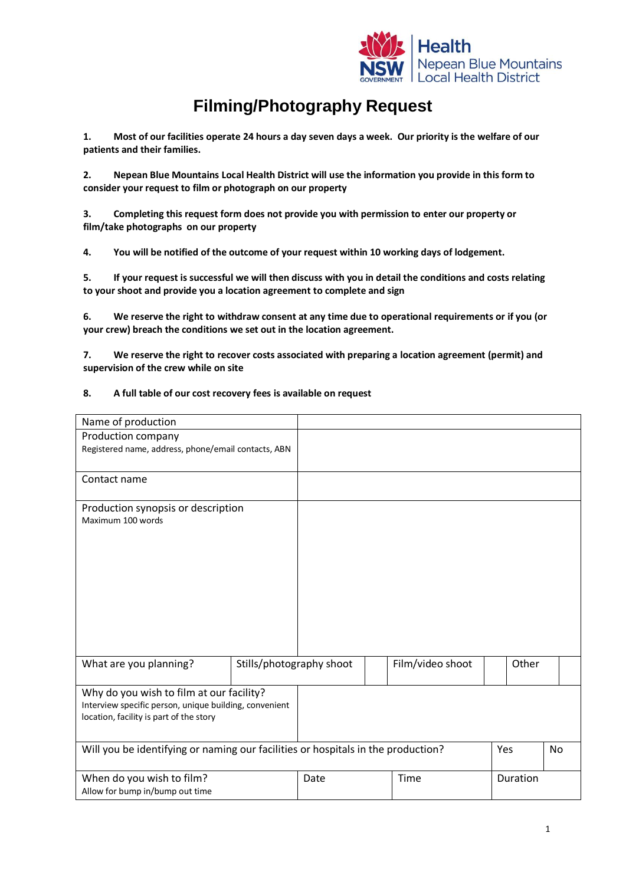Health
Nepean Blue Mountains
Local Health District

# Filming/Photography Request

**1. Most of our facilities operate 24 hours a day seven days a week. Our priority is the welfare of our patients and their families.**

**2. Nepean Blue Mountains Local Health District will use the information you provide in this form to consider your request to film or photograph on our property**

**3. Completing this request form does not provide you with permission to enter our property or film/take photographs on our property**

**4. You will be notified of the outcome of your request within 10 working days of lodgement.**

**5. If your request is successful we will then discuss with you in detail the conditions and costs relating to your shoot and provide you a location agreement to complete and sign**

**6. We reserve the right to withdraw consent at any time due to operational requirements or if you (or your crew) breach the conditions we set out in the location agreement.**

**7. We reserve the right to recover costs associated with preparing a location agreement (permit) and supervision of the crew while on site**

**8. A full table of our cost recovery fees is available on request**

| | | | | | | | |
|---|---|---|---|---|---|---|---|
| Name of production | | | | | | | |
| Production company<br>Registered name, address, phone/email contacts, ABN | | | | | | | |
| Contact name | | | | | | | |
| Production synopsis or description<br>Maximum 100 words | | | | | | | |
| What are you planning? | Stills/photography shoot | | Film/video shoot | | Other | | |
| Why do you wish to film at our facility?<br>Interview specific person, unique building, convenient location, facility is part of the story | | | | | | | |
| Will you be identifying or naming our facilities or hospitals in the production? | | | | | Yes | | No |
| When do you wish to film?<br>Allow for bump in/bump out time | Date | | Time | | Duration | | |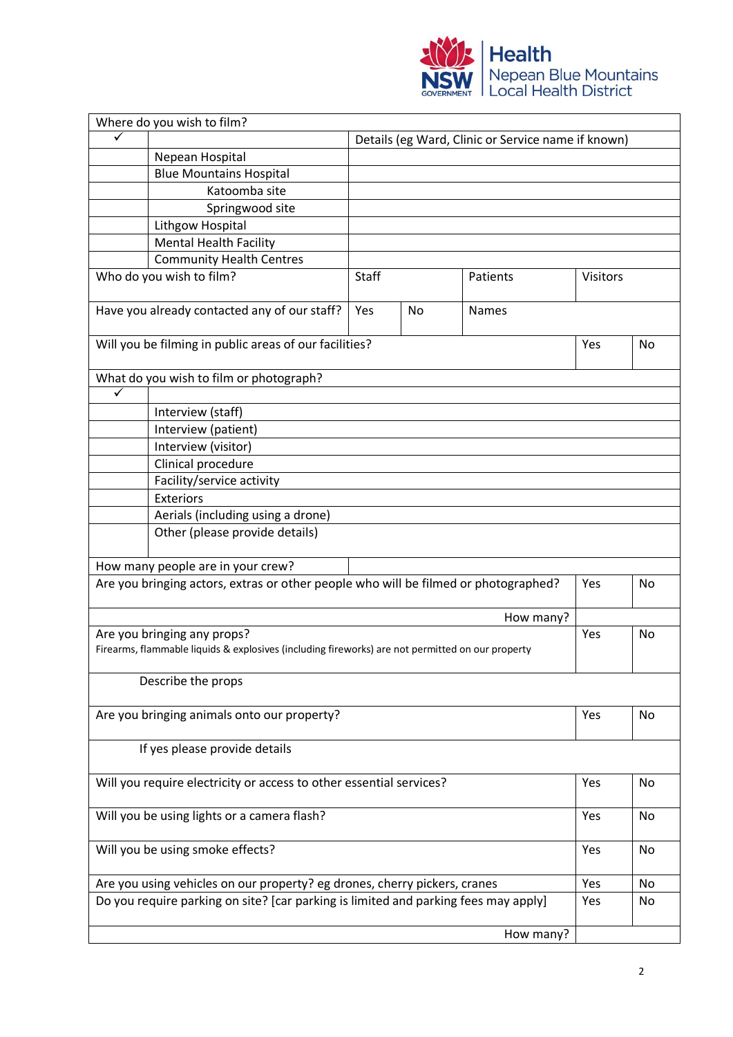| Where do you wish to film? | | | | | |
|---|---|---|---|---|---|
| ✓ | | Details (eg Ward, Clinic or Service name if known) | | | |
| | Nepean Hospital | | | | |
| | Blue Mountains Hospital | | | | |
| | Katoomba site | | | | |
| | Springwood site | | | | |
| | Lithgow Hospital | | | | |
| | Mental Health Facility | | | | |
| | Community Health Centres | | | | |

| Who do you wish to film? | Staff | | Patients | Visitors |
|---|---|---|---|---|
| Have you already contacted any of our staff? | Yes | No | Names | |

| Will you be filming in public areas of our facilities? | Yes | No |
|---|---|---|

| What do you wish to film or photograph? | |
|---|---|
| ✓ | |
| | Interview (staff) |
| | Interview (patient) |
| | Interview (visitor) |
| | Clinical procedure |
| | Facility/service activity |
| | Exteriors |
| | Aerials (including using a drone) |
| | Other (please provide details) |

| How many people are in your crew? | | |
|---|---|---|
| Are you bringing actors, extras or other people who will be filmed or photographed? | Yes | No |
| How many? | | |
| Are you bringing any props?<br>Firearms, flammable liquids & explosives (including fireworks) are not permitted on our property | Yes | No |
| Describe the props | | |
| Are you bringing animals onto our property? | Yes | No |
| If yes please provide details | | |
| Will you require electricity or access to other essential services? | Yes | No |
| Will you be using lights or a camera flash? | Yes | No |
| Will you be using smoke effects? | Yes | No |
| Are you using vehicles on our property? eg drones, cherry pickers, cranes | Yes | No |
| Do you require parking on site? [car parking is limited and parking fees may apply] | Yes | No |
| How many? | | |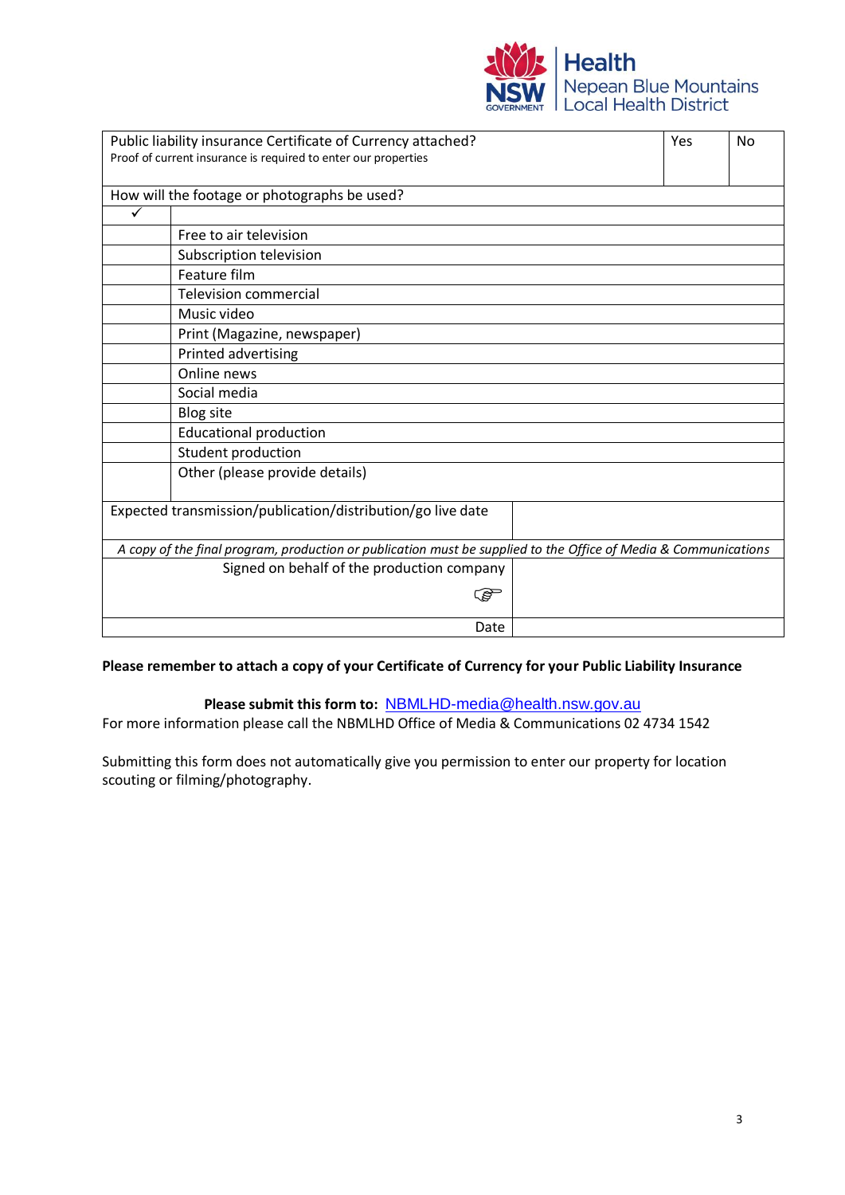| Public liability insurance Certificate of Currency attached?<br>Proof of current insurance is required to enter our properties | Yes | No |
|---|---|---|

How will the footage or photographs be used?

| ✓ | |
|---|---|
| | Free to air television |
| | Subscription television |
| | Feature film |
| | Television commercial |
| | Music video |
| | Print (Magazine, newspaper) |
| | Printed advertising |
| | Online news |
| | Social media |
| | Blog site |
| | Educational production |
| | Student production |
| | Other (please provide details) |

| Expected transmission/publication/distribution/go live date | |
|---|---|

*A copy of the final program, production or publication must be supplied to the Office of Media & Communications*

| Signed on behalf of the production company ☞ | |
|---|---|
| Date | |

**Please remember to attach a copy of your Certificate of Currency for your Public Liability Insurance**

**Please submit this form to:** NBMLHD-media@health.nsw.gov.au

For more information please call the NBMLHD Office of Media & Communications 02 4734 1542

Submitting this form does not automatically give you permission to enter our property for location scouting or filming/photography.